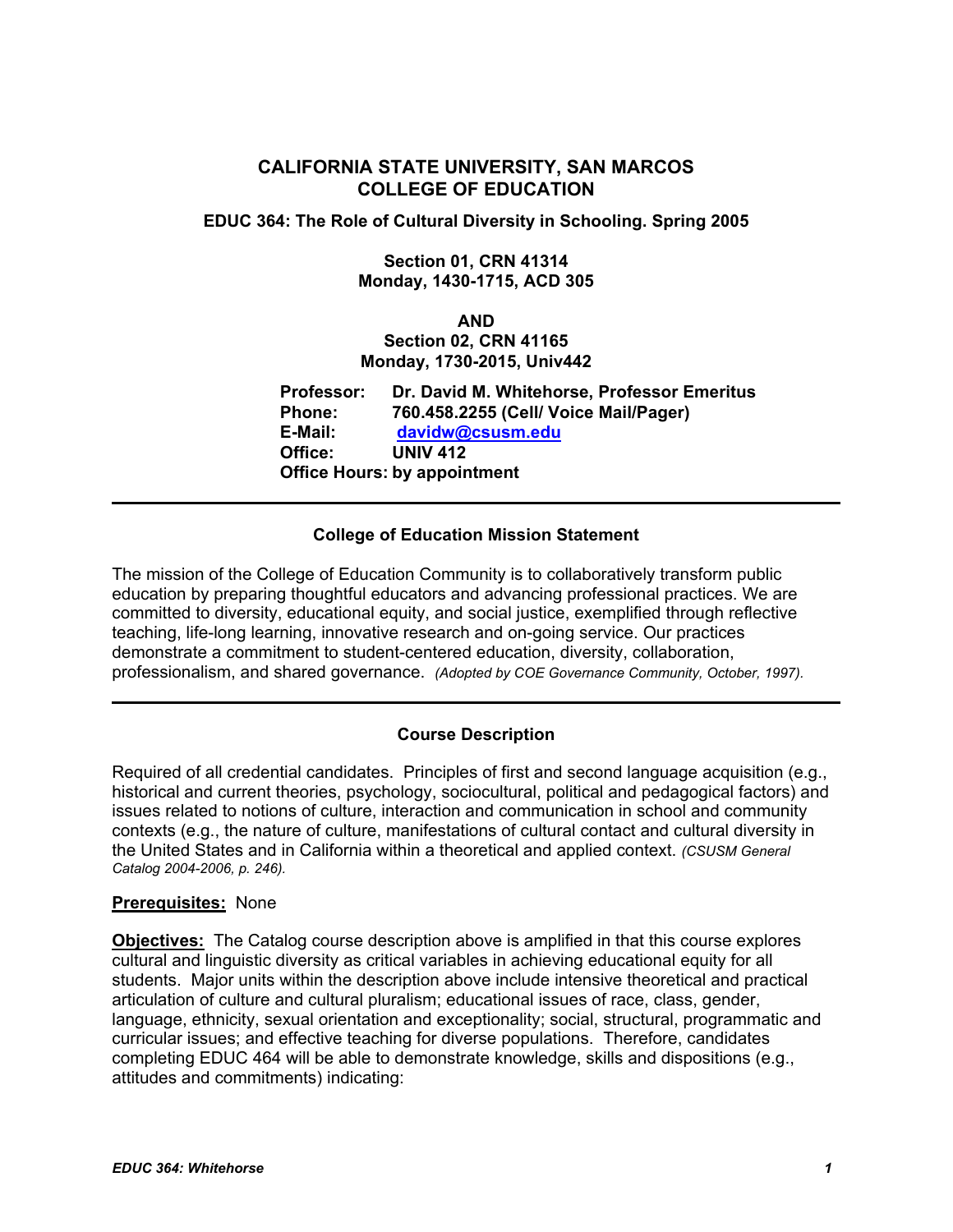# CALIFORNIA STATE UNIVERSITY, SAN MARCOS
# COLLEGE OF EDUCATION

**EDUC 364: The Role of Cultural Diversity in Schooling. Spring 2005**

**Section 01, CRN 41314**
**Monday, 1430-1715, ACD 305**

**AND**
**Section 02, CRN 41165**
**Monday, 1730-2015, Univ442**

**Professor:** Dr. David M. Whitehorse, Professor Emeritus
**Phone:** 760.458.2255 (Cell/ Voice Mail/Pager)
**E-Mail:** davidw@csusm.edu
**Office:** UNIV 412
**Office Hours:** by appointment

---

## College of Education Mission Statement

The mission of the College of Education Community is to collaboratively transform public education by preparing thoughtful educators and advancing professional practices. We are committed to diversity, educational equity, and social justice, exemplified through reflective teaching, life-long learning, innovative research and on-going service. Our practices demonstrate a commitment to student-centered education, diversity, collaboration, professionalism, and shared governance. *(Adopted by COE Governance Community, October, 1997).*

---

## Course Description

Required of all credential candidates. Principles of first and second language acquisition (e.g., historical and current theories, psychology, sociocultural, political and pedagogical factors) and issues related to notions of culture, interaction and communication in school and community contexts (e.g., the nature of culture, manifestations of cultural contact and cultural diversity in the United States and in California within a theoretical and applied context. *(CSUSM General Catalog 2004-2006, p. 246).*

**Prerequisites:** None

**Objectives:** The Catalog course description above is amplified in that this course explores cultural and linguistic diversity as critical variables in achieving educational equity for all students. Major units within the description above include intensive theoretical and practical articulation of culture and cultural pluralism; educational issues of race, class, gender, language, ethnicity, sexual orientation and exceptionality; social, structural, programmatic and curricular issues; and effective teaching for diverse populations. Therefore, candidates completing EDUC 464 will be able to demonstrate knowledge, skills and dispositions (e.g., attitudes and commitments) indicating: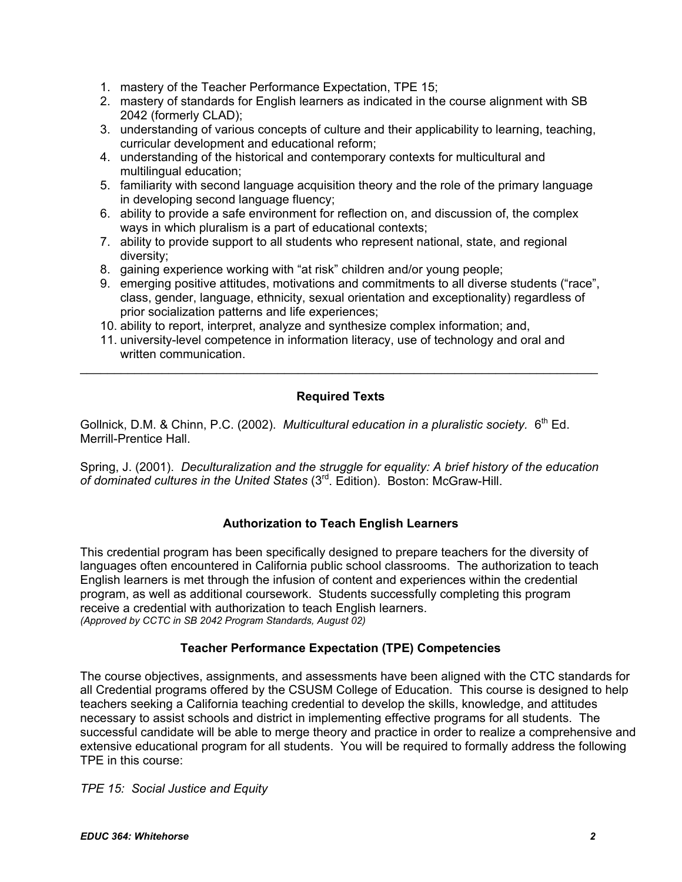1. mastery of the Teacher Performance Expectation, TPE 15;
2. mastery of standards for English learners as indicated in the course alignment with SB 2042 (formerly CLAD);
3. understanding of various concepts of culture and their applicability to learning, teaching, curricular development and educational reform;
4. understanding of the historical and contemporary contexts for multicultural and multilingual education;
5. familiarity with second language acquisition theory and the role of the primary language in developing second language fluency;
6. ability to provide a safe environment for reflection on, and discussion of, the complex ways in which pluralism is a part of educational contexts;
7. ability to provide support to all students who represent national, state, and regional diversity;
8. gaining experience working with "at risk" children and/or young people;
9. emerging positive attitudes, motivations and commitments to all diverse students ("race", class, gender, language, ethnicity, sexual orientation and exceptionality) regardless of prior socialization patterns and life experiences;
10. ability to report, interpret, analyze and synthesize complex information; and,
11. university-level competence in information literacy, use of technology and oral and written communication.

---

## Required Texts

Gollnick, D.M. & Chinn, P.C. (2002). *Multicultural education in a pluralistic society.* 6th Ed. Merrill-Prentice Hall.

Spring, J. (2001). *Deculturalization and the struggle for equality: A brief history of the education of dominated cultures in the United States* (3rd. Edition). Boston: McGraw-Hill.

## Authorization to Teach English Learners

This credential program has been specifically designed to prepare teachers for the diversity of languages often encountered in California public school classrooms. The authorization to teach English learners is met through the infusion of content and experiences within the credential program, as well as additional coursework. Students successfully completing this program receive a credential with authorization to teach English learners.
*(Approved by CCTC in SB 2042 Program Standards, August 02)*

## Teacher Performance Expectation (TPE) Competencies

The course objectives, assignments, and assessments have been aligned with the CTC standards for all Credential programs offered by the CSUSM College of Education. This course is designed to help teachers seeking a California teaching credential to develop the skills, knowledge, and attitudes necessary to assist schools and district in implementing effective programs for all students. The successful candidate will be able to merge theory and practice in order to realize a comprehensive and extensive educational program for all students. You will be required to formally address the following TPE in this course:

*TPE 15: Social Justice and Equity*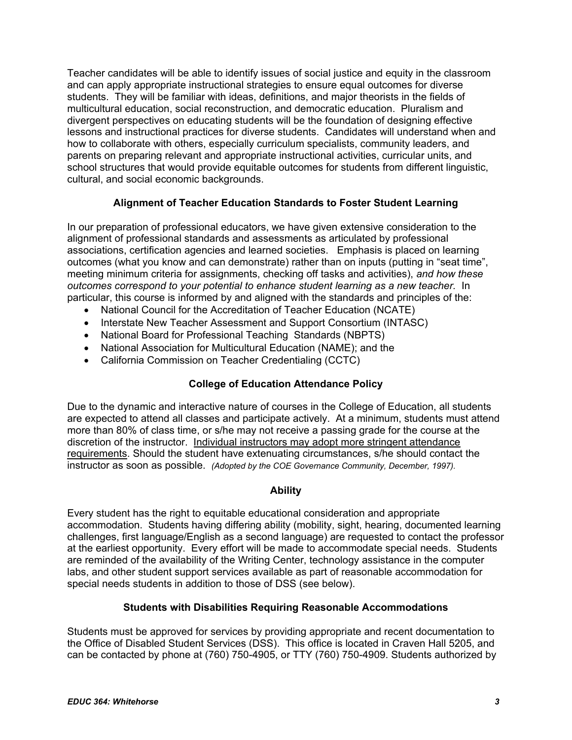Teacher candidates will be able to identify issues of social justice and equity in the classroom and can apply appropriate instructional strategies to ensure equal outcomes for diverse students. They will be familiar with ideas, definitions, and major theorists in the fields of multicultural education, social reconstruction, and democratic education. Pluralism and divergent perspectives on educating students will be the foundation of designing effective lessons and instructional practices for diverse students. Candidates will understand when and how to collaborate with others, especially curriculum specialists, community leaders, and parents on preparing relevant and appropriate instructional activities, curricular units, and school structures that would provide equitable outcomes for students from different linguistic, cultural, and social economic backgrounds.

### Alignment of Teacher Education Standards to Foster Student Learning

In our preparation of professional educators, we have given extensive consideration to the alignment of professional standards and assessments as articulated by professional associations, certification agencies and learned societies. Emphasis is placed on learning outcomes (what you know and can demonstrate) rather than on inputs (putting in "seat time", meeting minimum criteria for assignments, checking off tasks and activities), *and how these outcomes correspond to your potential to enhance student learning as a new teacher.* In particular, this course is informed by and aligned with the standards and principles of the:

- National Council for the Accreditation of Teacher Education (NCATE)
- Interstate New Teacher Assessment and Support Consortium (INTASC)
- National Board for Professional Teaching Standards (NBPTS)
- National Association for Multicultural Education (NAME); and the
- California Commission on Teacher Credentialing (CCTC)

### College of Education Attendance Policy

Due to the dynamic and interactive nature of courses in the College of Education, all students are expected to attend all classes and participate actively. At a minimum, students must attend more than 80% of class time, or s/he may not receive a passing grade for the course at the discretion of the instructor. <u>Individual instructors may adopt more stringent attendance requirements</u>. Should the student have extenuating circumstances, s/he should contact the instructor as soon as possible. *(Adopted by the COE Governance Community, December, 1997).*

### Ability

Every student has the right to equitable educational consideration and appropriate accommodation. Students having differing ability (mobility, sight, hearing, documented learning challenges, first language/English as a second language) are requested to contact the professor at the earliest opportunity. Every effort will be made to accommodate special needs. Students are reminded of the availability of the Writing Center, technology assistance in the computer labs, and other student support services available as part of reasonable accommodation for special needs students in addition to those of DSS (see below).

### Students with Disabilities Requiring Reasonable Accommodations

Students must be approved for services by providing appropriate and recent documentation to the Office of Disabled Student Services (DSS). This office is located in Craven Hall 5205, and can be contacted by phone at (760) 750-4905, or TTY (760) 750-4909. Students authorized by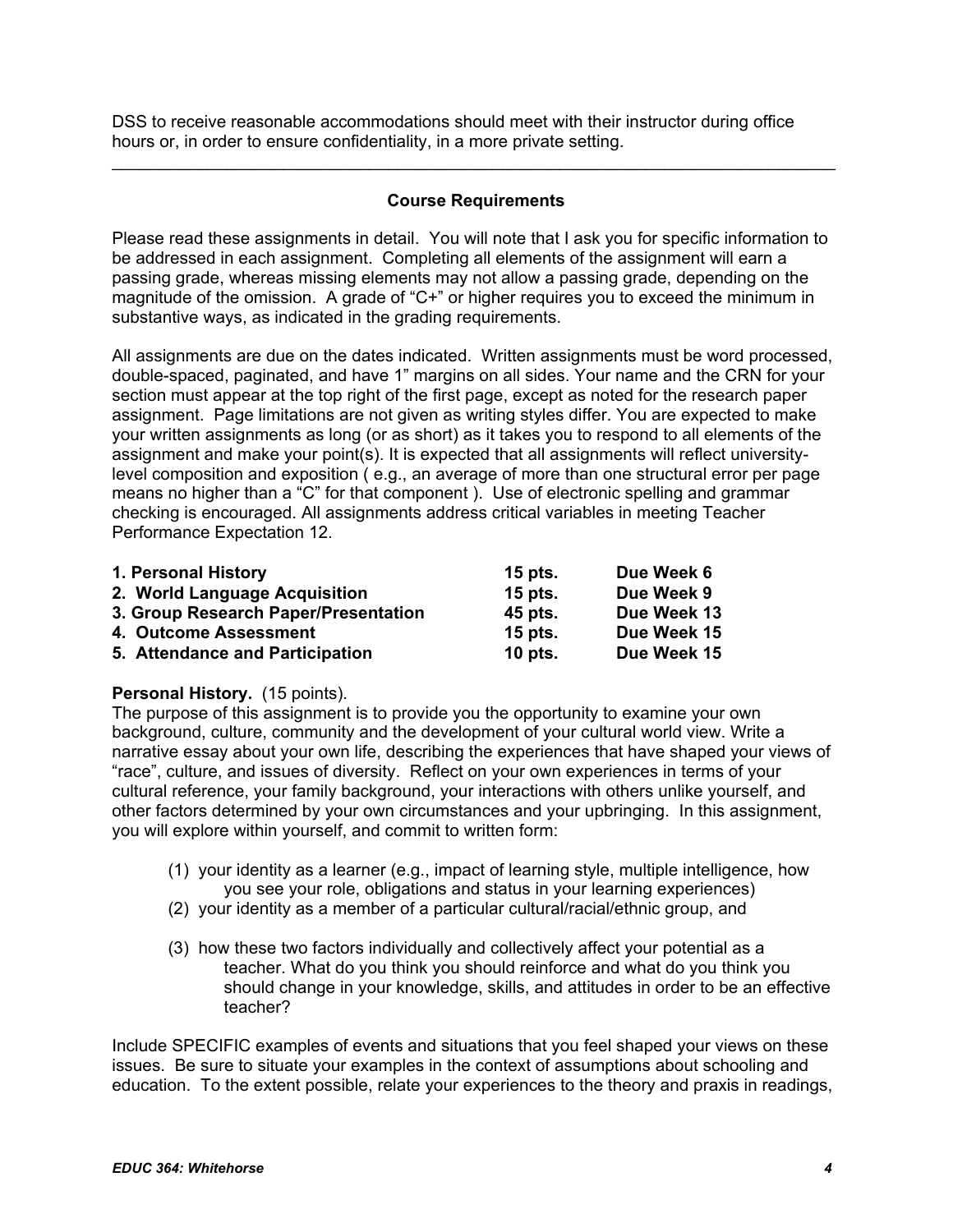DSS to receive reasonable accommodations should meet with their instructor during office hours or, in order to ensure confidentiality, in a more private setting.

---

## Course Requirements

Please read these assignments in detail. You will note that I ask you for specific information to be addressed in each assignment. Completing all elements of the assignment will earn a passing grade, whereas missing elements may not allow a passing grade, depending on the magnitude of the omission. A grade of "C+" or higher requires you to exceed the minimum in substantive ways, as indicated in the grading requirements.

All assignments are due on the dates indicated. Written assignments must be word processed, double-spaced, paginated, and have 1" margins on all sides. Your name and the CRN for your section must appear at the top right of the first page, except as noted for the research paper assignment. Page limitations are not given as writing styles differ. You are expected to make your written assignments as long (or as short) as it takes you to respond to all elements of the assignment and make your point(s). It is expected that all assignments will reflect university-level composition and exposition ( e.g., an average of more than one structural error per page means no higher than a "C" for that component ). Use of electronic spelling and grammar checking is encouraged. All assignments address critical variables in meeting Teacher Performance Expectation 12.

| Assignment | Points | Due |
|---|---|---|
| **1. Personal History** | **15 pts.** | **Due Week 6** |
| **2. World Language Acquisition** | **15 pts.** | **Due Week 9** |
| **3. Group Research Paper/Presentation** | **45 pts.** | **Due Week 13** |
| **4. Outcome Assessment** | **15 pts.** | **Due Week 15** |
| **5. Attendance and Participation** | **10 pts.** | **Due Week 15** |

**Personal History.** (15 points).
The purpose of this assignment is to provide you the opportunity to examine your own background, culture, community and the development of your cultural world view. Write a narrative essay about your own life, describing the experiences that have shaped your views of "race", culture, and issues of diversity. Reflect on your own experiences in terms of your cultural reference, your family background, your interactions with others unlike yourself, and other factors determined by your own circumstances and your upbringing. In this assignment, you will explore within yourself, and commit to written form:

(1) your identity as a learner (e.g., impact of learning style, multiple intelligence, how you see your role, obligations and status in your learning experiences)

(2) your identity as a member of a particular cultural/racial/ethnic group, and

(3) how these two factors individually and collectively affect your potential as a teacher. What do you think you should reinforce and what do you think you should change in your knowledge, skills, and attitudes in order to be an effective teacher?

Include SPECIFIC examples of events and situations that you feel shaped your views on these issues. Be sure to situate your examples in the context of assumptions about schooling and education. To the extent possible, relate your experiences to the theory and praxis in readings,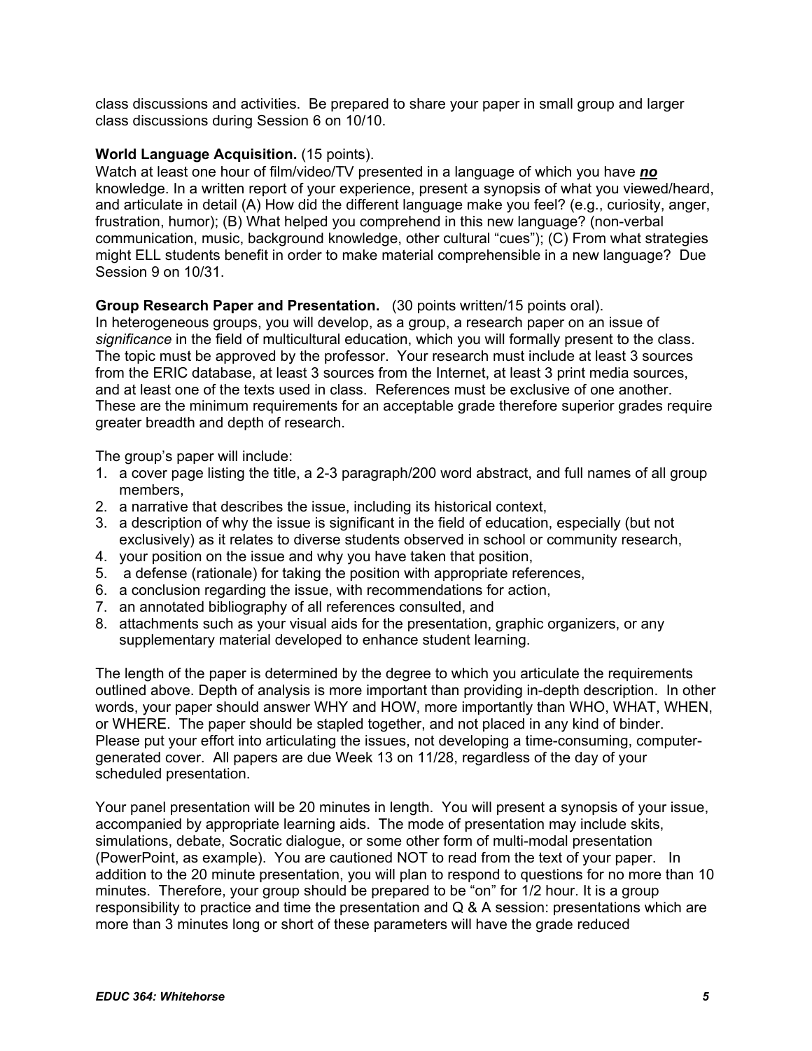class discussions and activities. Be prepared to share your paper in small group and larger class discussions during Session 6 on 10/10.

**World Language Acquisition.** (15 points).

Watch at least one hour of film/video/TV presented in a language of which you have ***no*** knowledge. In a written report of your experience, present a synopsis of what you viewed/heard, and articulate in detail (A) How did the different language make you feel? (e.g., curiosity, anger, frustration, humor); (B) What helped you comprehend in this new language? (non-verbal communication, music, background knowledge, other cultural "cues"); (C) From what strategies might ELL students benefit in order to make material comprehensible in a new language? Due Session 9 on 10/31.

**Group Research Paper and Presentation.** (30 points written/15 points oral).

In heterogeneous groups, you will develop, as a group, a research paper on an issue of *significance* in the field of multicultural education, which you will formally present to the class. The topic must be approved by the professor. Your research must include at least 3 sources from the ERIC database, at least 3 sources from the Internet, at least 3 print media sources, and at least one of the texts used in class. References must be exclusive of one another. These are the minimum requirements for an acceptable grade therefore superior grades require greater breadth and depth of research.

The group's paper will include:

1. a cover page listing the title, a 2-3 paragraph/200 word abstract, and full names of all group members,
2. a narrative that describes the issue, including its historical context,
3. a description of why the issue is significant in the field of education, especially (but not exclusively) as it relates to diverse students observed in school or community research,
4. your position on the issue and why you have taken that position,
5. a defense (rationale) for taking the position with appropriate references,
6. a conclusion regarding the issue, with recommendations for action,
7. an annotated bibliography of all references consulted, and
8. attachments such as your visual aids for the presentation, graphic organizers, or any supplementary material developed to enhance student learning.

The length of the paper is determined by the degree to which you articulate the requirements outlined above. Depth of analysis is more important than providing in-depth description. In other words, your paper should answer WHY and HOW, more importantly than WHO, WHAT, WHEN, or WHERE. The paper should be stapled together, and not placed in any kind of binder. Please put your effort into articulating the issues, not developing a time-consuming, computer-generated cover. All papers are due Week 13 on 11/28, regardless of the day of your scheduled presentation.

Your panel presentation will be 20 minutes in length. You will present a synopsis of your issue, accompanied by appropriate learning aids. The mode of presentation may include skits, simulations, debate, Socratic dialogue, or some other form of multi-modal presentation (PowerPoint, as example). You are cautioned NOT to read from the text of your paper. In addition to the 20 minute presentation, you will plan to respond to questions for no more than 10 minutes. Therefore, your group should be prepared to be "on" for 1/2 hour. It is a group responsibility to practice and time the presentation and Q & A session: presentations which are more than 3 minutes long or short of these parameters will have the grade reduced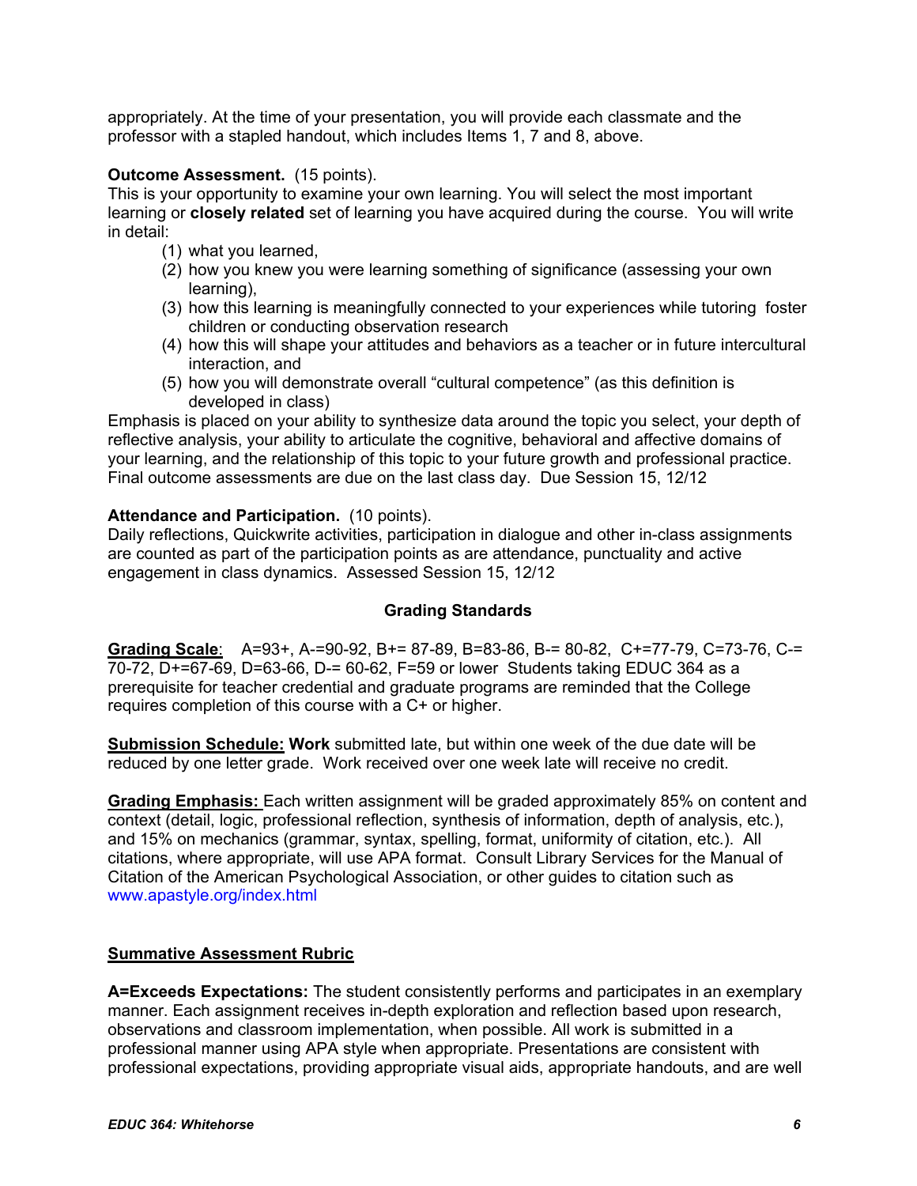appropriately. At the time of your presentation, you will provide each classmate and the professor with a stapled handout, which includes Items 1, 7 and 8, above.

**Outcome Assessment.** (15 points).
This is your opportunity to examine your own learning. You will select the most important learning or **closely related** set of learning you have acquired during the course. You will write in detail:

1. what you learned,
2. how you knew you were learning something of significance (assessing your own learning),
3. how this learning is meaningfully connected to your experiences while tutoring foster children or conducting observation research
4. how this will shape your attitudes and behaviors as a teacher or in future intercultural interaction, and
5. how you will demonstrate overall "cultural competence" (as this definition is developed in class)

Emphasis is placed on your ability to synthesize data around the topic you select, your depth of reflective analysis, your ability to articulate the cognitive, behavioral and affective domains of your learning, and the relationship of this topic to your future growth and professional practice. Final outcome assessments are due on the last class day. Due Session 15, 12/12

**Attendance and Participation.** (10 points).
Daily reflections, Quickwrite activities, participation in dialogue and other in-class assignments are counted as part of the participation points as are attendance, punctuality and active engagement in class dynamics. Assessed Session 15, 12/12

## Grading Standards

**Grading Scale**: A=93+, A-=90-92, B+= 87-89, B=83-86, B-= 80-82, C+=77-79, C=73-76, C-= 70-72, D+=67-69, D=63-66, D-= 60-62, F=59 or lower Students taking EDUC 364 as a prerequisite for teacher credential and graduate programs are reminded that the College requires completion of this course with a C+ or higher.

**Submission Schedule: Work** submitted late, but within one week of the due date will be reduced by one letter grade. Work received over one week late will receive no credit.

**Grading Emphasis:** Each written assignment will be graded approximately 85% on content and context (detail, logic, professional reflection, synthesis of information, depth of analysis, etc.), and 15% on mechanics (grammar, syntax, spelling, format, uniformity of citation, etc.). All citations, where appropriate, will use APA format. Consult Library Services for the Manual of Citation of the American Psychological Association, or other guides to citation such as www.apastyle.org/index.html

**Summative Assessment Rubric**

**A=Exceeds Expectations:** The student consistently performs and participates in an exemplary manner. Each assignment receives in-depth exploration and reflection based upon research, observations and classroom implementation, when possible. All work is submitted in a professional manner using APA style when appropriate. Presentations are consistent with professional expectations, providing appropriate visual aids, appropriate handouts, and are well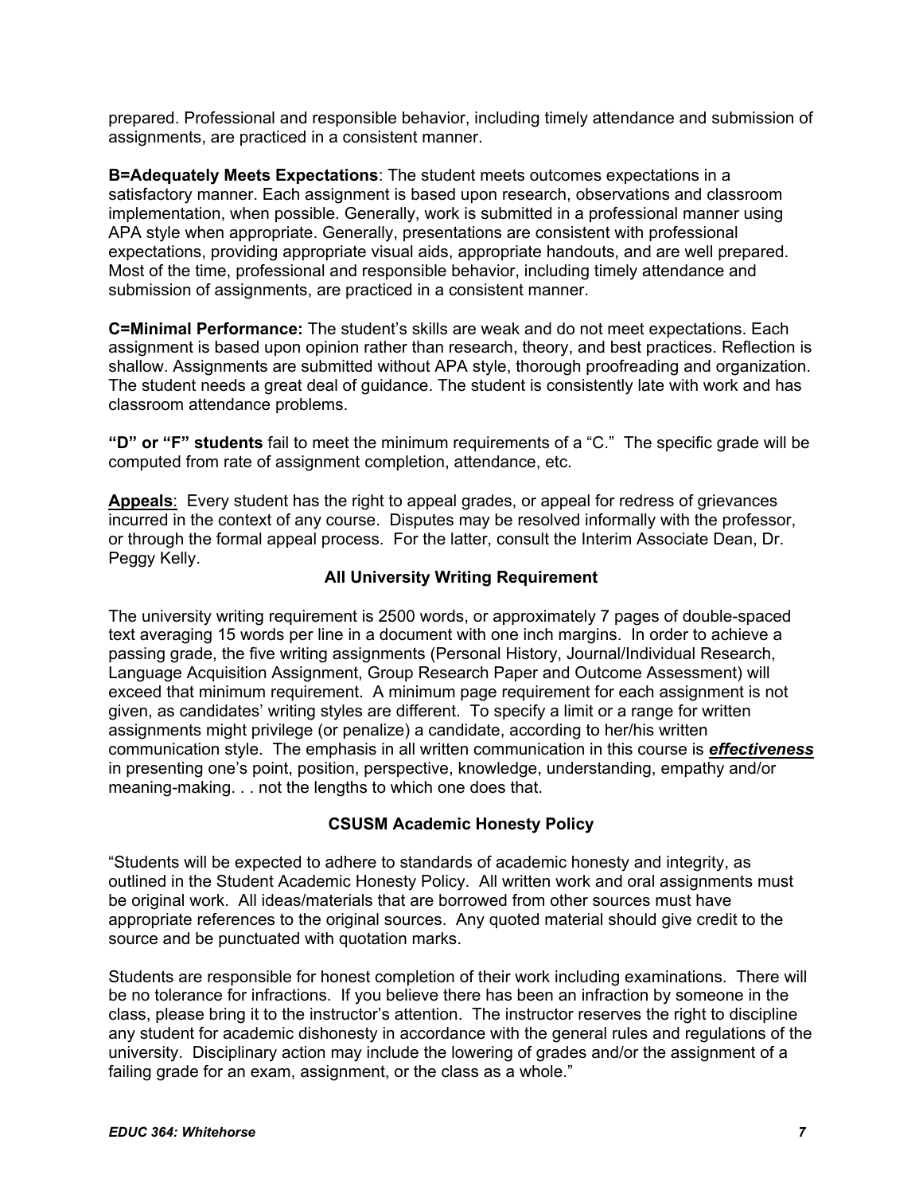prepared. Professional and responsible behavior, including timely attendance and submission of assignments, are practiced in a consistent manner.

**B=Adequately Meets Expectations**: The student meets outcomes expectations in a satisfactory manner. Each assignment is based upon research, observations and classroom implementation, when possible. Generally, work is submitted in a professional manner using APA style when appropriate. Generally, presentations are consistent with professional expectations, providing appropriate visual aids, appropriate handouts, and are well prepared. Most of the time, professional and responsible behavior, including timely attendance and submission of assignments, are practiced in a consistent manner.

**C=Minimal Performance:** The student's skills are weak and do not meet expectations. Each assignment is based upon opinion rather than research, theory, and best practices. Reflection is shallow. Assignments are submitted without APA style, thorough proofreading and organization. The student needs a great deal of guidance. The student is consistently late with work and has classroom attendance problems.

**"D" or "F" students** fail to meet the minimum requirements of a "C." The specific grade will be computed from rate of assignment completion, attendance, etc.

**Appeals**: Every student has the right to appeal grades, or appeal for redress of grievances incurred in the context of any course. Disputes may be resolved informally with the professor, or through the formal appeal process. For the latter, consult the Interim Associate Dean, Dr. Peggy Kelly.

## All University Writing Requirement

The university writing requirement is 2500 words, or approximately 7 pages of double-spaced text averaging 15 words per line in a document with one inch margins. In order to achieve a passing grade, the five writing assignments (Personal History, Journal/Individual Research, Language Acquisition Assignment, Group Research Paper and Outcome Assessment) will exceed that minimum requirement. A minimum page requirement for each assignment is not given, as candidates' writing styles are different. To specify a limit or a range for written assignments might privilege (or penalize) a candidate, according to her/his written communication style. The emphasis in all written communication in this course is ***effectiveness*** in presenting one's point, position, perspective, knowledge, understanding, empathy and/or meaning-making. . . not the lengths to which one does that.

## CSUSM Academic Honesty Policy

"Students will be expected to adhere to standards of academic honesty and integrity, as outlined in the Student Academic Honesty Policy. All written work and oral assignments must be original work. All ideas/materials that are borrowed from other sources must have appropriate references to the original sources. Any quoted material should give credit to the source and be punctuated with quotation marks.

Students are responsible for honest completion of their work including examinations. There will be no tolerance for infractions. If you believe there has been an infraction by someone in the class, please bring it to the instructor's attention. The instructor reserves the right to discipline any student for academic dishonesty in accordance with the general rules and regulations of the university. Disciplinary action may include the lowering of grades and/or the assignment of a failing grade for an exam, assignment, or the class as a whole."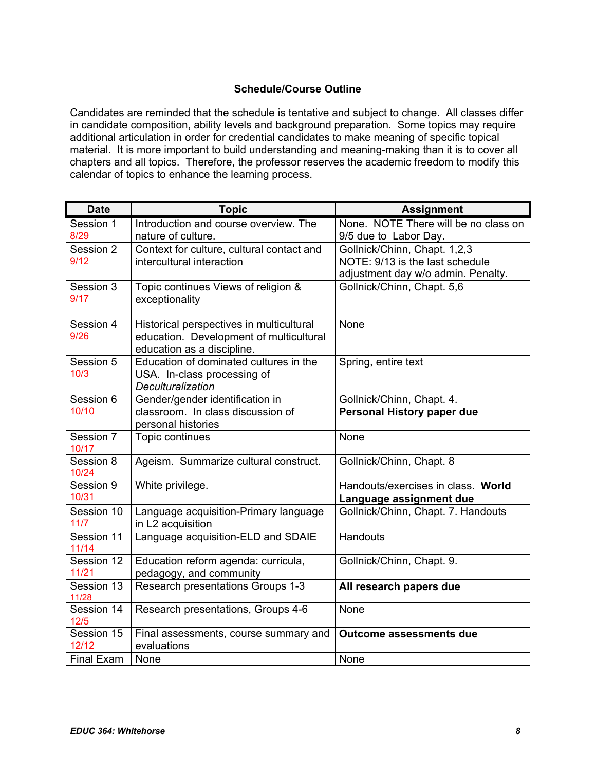### Schedule/Course Outline

Candidates are reminded that the schedule is tentative and subject to change. All classes differ in candidate composition, ability levels and background preparation. Some topics may require additional articulation in order for credential candidates to make meaning of specific topical material. It is more important to build understanding and meaning-making than it is to cover all chapters and all topics. Therefore, the professor reserves the academic freedom to modify this calendar of topics to enhance the learning process.

| Date | Topic | Assignment |
|---|---|---|
| Session 1 8/29 | Introduction and course overview. The nature of culture. | None. NOTE There will be no class on 9/5 due to Labor Day. |
| Session 2 9/12 | Context for culture, cultural contact and intercultural interaction | Gollnick/Chinn, Chapt. 1,2,3 NOTE: 9/13 is the last schedule adjustment day w/o admin. Penalty. |
| Session 3 9/17 | Topic continues Views of religion & exceptionality | Gollnick/Chinn, Chapt. 5,6 |
| Session 4 9/26 | Historical perspectives in multicultural education. Development of multicultural education as a discipline. | None |
| Session 5 10/3 | Education of dominated cultures in the USA. In-class processing of *Deculturalization* | Spring, entire text |
| Session 6 10/10 | Gender/gender identification in classroom. In class discussion of personal histories | Gollnick/Chinn, Chapt. 4. **Personal History paper due** |
| Session 7 10/17 | Topic continues | None |
| Session 8 10/24 | Ageism. Summarize cultural construct. | Gollnick/Chinn, Chapt. 8 |
| Session 9 10/31 | White privilege. | Handouts/exercises in class. **World Language assignment due** |
| Session 10 11/7 | Language acquisition-Primary language in L2 acquisition | Gollnick/Chinn, Chapt. 7. Handouts |
| Session 11 11/14 | Language acquisition-ELD and SDAIE | Handouts |
| Session 12 11/21 | Education reform agenda: curricula, pedagogy, and community | Gollnick/Chinn, Chapt. 9. |
| Session 13 11/28 | Research presentations Groups 1-3 | **All research papers due** |
| Session 14 12/5 | Research presentations, Groups 4-6 | None |
| Session 15 12/12 | Final assessments, course summary and evaluations | **Outcome assessments due** |
| Final Exam | None | None |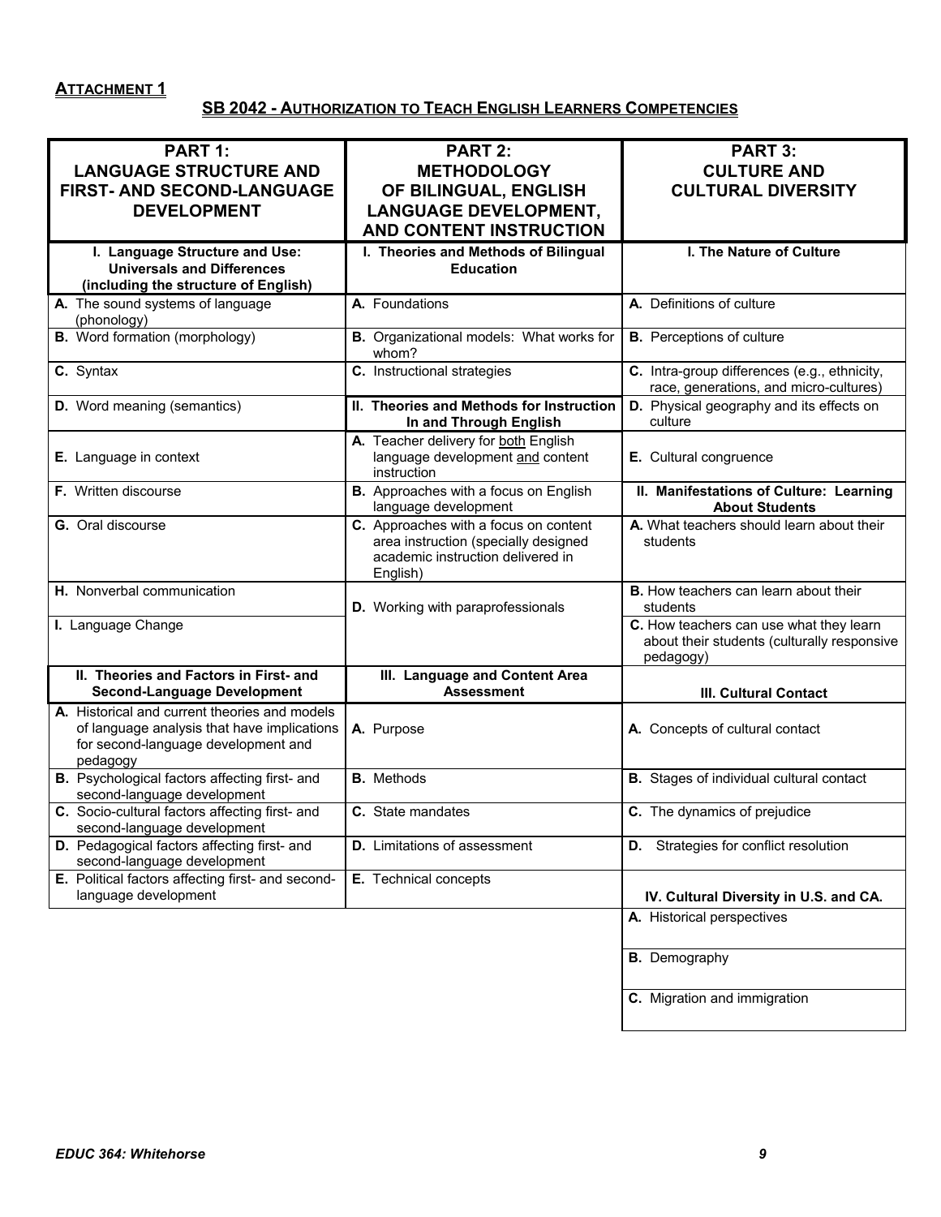**ATTACHMENT 1**

## SB 2042 - AUTHORIZATION TO TEACH ENGLISH LEARNERS COMPETENCIES

| PART 1: LANGUAGE STRUCTURE AND FIRST- AND SECOND-LANGUAGE DEVELOPMENT | PART 2: METHODOLOGY OF BILINGUAL, ENGLISH LANGUAGE DEVELOPMENT, AND CONTENT INSTRUCTION | PART 3: CULTURE AND CULTURAL DIVERSITY |
|---|---|---|
| **I. Language Structure and Use: Universals and Differences (including the structure of English)** | **I. Theories and Methods of Bilingual Education** | **I. The Nature of Culture** |
| **A.** The sound systems of language (phonology) | **A.** Foundations | **A.** Definitions of culture |
| **B.** Word formation (morphology) | **B.** Organizational models: What works for whom? | **B.** Perceptions of culture |
| **C.** Syntax | **C.** Instructional strategies | **C.** Intra-group differences (e.g., ethnicity, race, generations, and micro-cultures) |
| **D.** Word meaning (semantics) | **II. Theories and Methods for Instruction In and Through English** | **D.** Physical geography and its effects on culture |
| **E.** Language in context | **A.** Teacher delivery for both English language development and content instruction | **E.** Cultural congruence |
| **F.** Written discourse | **B.** Approaches with a focus on English language development | **II. Manifestations of Culture: Learning About Students** |
| **G.** Oral discourse | **C.** Approaches with a focus on content area instruction (specially designed academic instruction delivered in English) | **A.** What teachers should learn about their students |
| **H.** Nonverbal communication | **D.** Working with paraprofessionals | **B.** How teachers can learn about their students |
| **I.** Language Change | | **C.** How teachers can use what they learn about their students (culturally responsive pedagogy) |
| **II. Theories and Factors in First- and Second-Language Development** | **III. Language and Content Area Assessment** | **III. Cultural Contact** |
| **A.** Historical and current theories and models of language analysis that have implications for second-language development and pedagogy | **A.** Purpose | **A.** Concepts of cultural contact |
| **B.** Psychological factors affecting first- and second-language development | **B.** Methods | **B.** Stages of individual cultural contact |
| **C.** Socio-cultural factors affecting first- and second-language development | **C.** State mandates | **C.** The dynamics of prejudice |
| **D.** Pedagogical factors affecting first- and second-language development | **D.** Limitations of assessment | **D.** Strategies for conflict resolution |
| **E.** Political factors affecting first- and second-language development | **E.** Technical concepts | **IV. Cultural Diversity in U.S. and CA.** |
| | | **A.** Historical perspectives |
| | | **B.** Demography |
| | | **C.** Migration and immigration |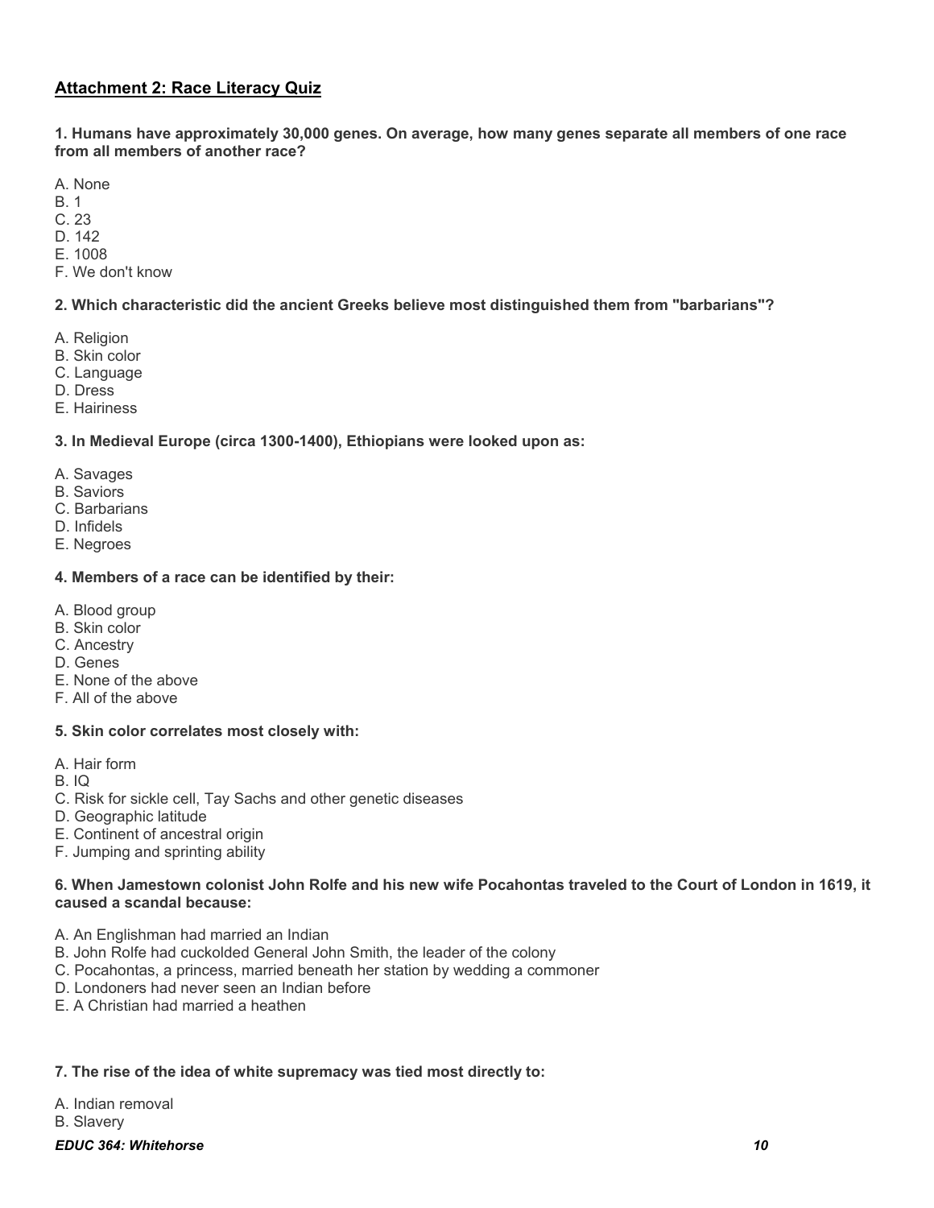## Attachment 2: Race Literacy Quiz

**1. Humans have approximately 30,000 genes. On average, how many genes separate all members of one race from all members of another race?**

A. None
B. 1
C. 23
D. 142
E. 1008
F. We don't know

**2. Which characteristic did the ancient Greeks believe most distinguished them from "barbarians"?**

A. Religion
B. Skin color
C. Language
D. Dress
E. Hairiness

**3. In Medieval Europe (circa 1300-1400), Ethiopians were looked upon as:**

A. Savages
B. Saviors
C. Barbarians
D. Infidels
E. Negroes

**4. Members of a race can be identified by their:**

A. Blood group
B. Skin color
C. Ancestry
D. Genes
E. None of the above
F. All of the above

**5. Skin color correlates most closely with:**

A. Hair form
B. IQ
C. Risk for sickle cell, Tay Sachs and other genetic diseases
D. Geographic latitude
E. Continent of ancestral origin
F. Jumping and sprinting ability

**6. When Jamestown colonist John Rolfe and his new wife Pocahontas traveled to the Court of London in 1619, it caused a scandal because:**

A. An Englishman had married an Indian
B. John Rolfe had cuckolded General John Smith, the leader of the colony
C. Pocahontas, a princess, married beneath her station by wedding a commoner
D. Londoners had never seen an Indian before
E. A Christian had married a heathen

**7. The rise of the idea of white supremacy was tied most directly to:**

A. Indian removal
B. Slavery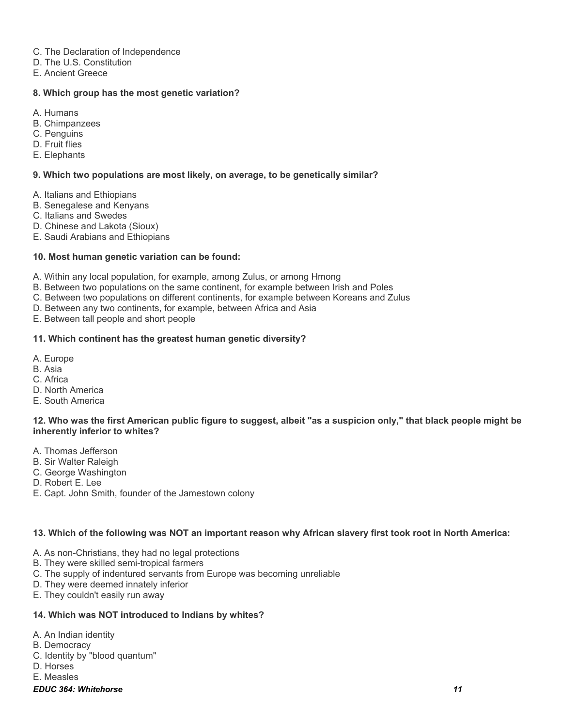C. The Declaration of Independence
D. The U.S. Constitution
E. Ancient Greece

**8. Which group has the most genetic variation?**

A. Humans
B. Chimpanzees
C. Penguins
D. Fruit flies
E. Elephants

**9. Which two populations are most likely, on average, to be genetically similar?**

A. Italians and Ethiopians
B. Senegalese and Kenyans
C. Italians and Swedes
D. Chinese and Lakota (Sioux)
E. Saudi Arabians and Ethiopians

**10. Most human genetic variation can be found:**

A. Within any local population, for example, among Zulus, or among Hmong
B. Between two populations on the same continent, for example between Irish and Poles
C. Between two populations on different continents, for example between Koreans and Zulus
D. Between any two continents, for example, between Africa and Asia
E. Between tall people and short people

**11. Which continent has the greatest human genetic diversity?**

A. Europe
B. Asia
C. Africa
D. North America
E. South America

**12. Who was the first American public figure to suggest, albeit "as a suspicion only," that black people might be inherently inferior to whites?**

A. Thomas Jefferson
B. Sir Walter Raleigh
C. George Washington
D. Robert E. Lee
E. Capt. John Smith, founder of the Jamestown colony

**13. Which of the following was NOT an important reason why African slavery first took root in North America:**

A. As non-Christians, they had no legal protections
B. They were skilled semi-tropical farmers
C. The supply of indentured servants from Europe was becoming unreliable
D. They were deemed innately inferior
E. They couldn't easily run away

**14. Which was NOT introduced to Indians by whites?**

A. An Indian identity
B. Democracy
C. Identity by "blood quantum"
D. Horses
E. Measles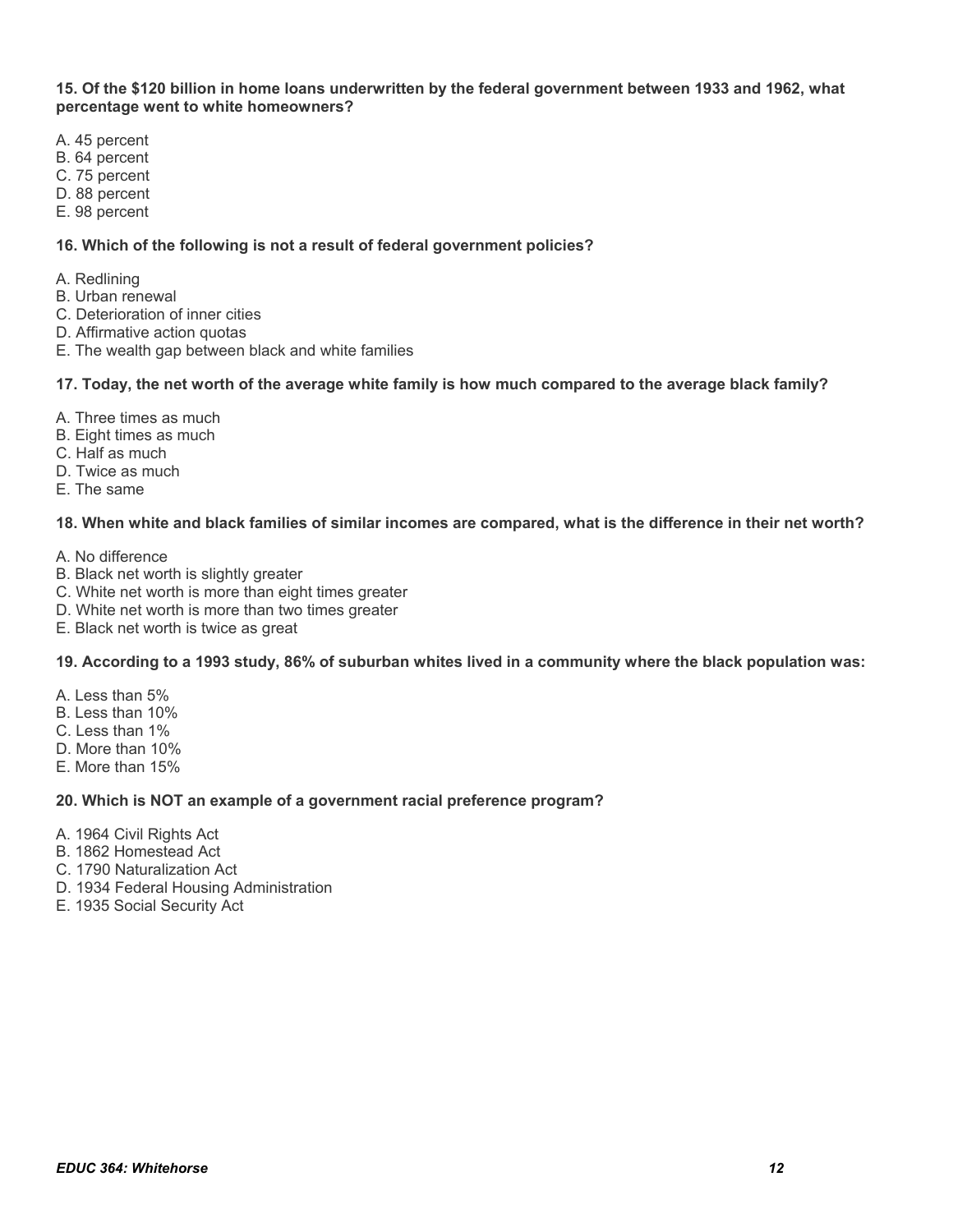**15. Of the $120 billion in home loans underwritten by the federal government between 1933 and 1962, what percentage went to white homeowners?**

A. 45 percent
B. 64 percent
C. 75 percent
D. 88 percent
E. 98 percent

**16. Which of the following is not a result of federal government policies?**

A. Redlining
B. Urban renewal
C. Deterioration of inner cities
D. Affirmative action quotas
E. The wealth gap between black and white families

**17. Today, the net worth of the average white family is how much compared to the average black family?**

A. Three times as much
B. Eight times as much
C. Half as much
D. Twice as much
E. The same

**18. When white and black families of similar incomes are compared, what is the difference in their net worth?**

A. No difference
B. Black net worth is slightly greater
C. White net worth is more than eight times greater
D. White net worth is more than two times greater
E. Black net worth is twice as great

**19. According to a 1993 study, 86% of suburban whites lived in a community where the black population was:**

A. Less than 5%
B. Less than 10%
C. Less than 1%
D. More than 10%
E. More than 15%

**20. Which is NOT an example of a government racial preference program?**

A. 1964 Civil Rights Act
B. 1862 Homestead Act
C. 1790 Naturalization Act
D. 1934 Federal Housing Administration
E. 1935 Social Security Act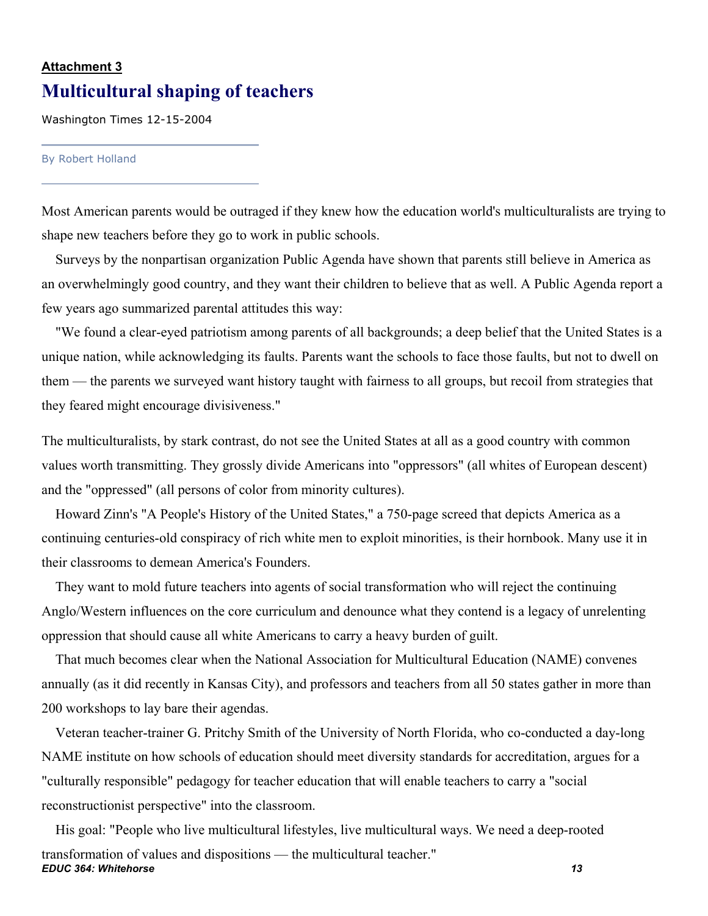**Attachment 3**

# Multicultural shaping of teachers

Washington Times 12-15-2004

By Robert Holland

Most American parents would be outraged if they knew how the education world's multiculturalists are trying to shape new teachers before they go to work in public schools.

Surveys by the nonpartisan organization Public Agenda have shown that parents still believe in America as an overwhelmingly good country, and they want their children to believe that as well. A Public Agenda report a few years ago summarized parental attitudes this way:

"We found a clear-eyed patriotism among parents of all backgrounds; a deep belief that the United States is a unique nation, while acknowledging its faults. Parents want the schools to face those faults, but not to dwell on them — the parents we surveyed want history taught with fairness to all groups, but recoil from strategies that they feared might encourage divisiveness."

The multiculturalists, by stark contrast, do not see the United States at all as a good country with common values worth transmitting. They grossly divide Americans into "oppressors" (all whites of European descent) and the "oppressed" (all persons of color from minority cultures).

Howard Zinn's "A People's History of the United States," a 750-page screed that depicts America as a continuing centuries-old conspiracy of rich white men to exploit minorities, is their hornbook. Many use it in their classrooms to demean America's Founders.

They want to mold future teachers into agents of social transformation who will reject the continuing Anglo/Western influences on the core curriculum and denounce what they contend is a legacy of unrelenting oppression that should cause all white Americans to carry a heavy burden of guilt.

That much becomes clear when the National Association for Multicultural Education (NAME) convenes annually (as it did recently in Kansas City), and professors and teachers from all 50 states gather in more than 200 workshops to lay bare their agendas.

Veteran teacher-trainer G. Pritchy Smith of the University of North Florida, who co-conducted a day-long NAME institute on how schools of education should meet diversity standards for accreditation, argues for a "culturally responsible" pedagogy for teacher education that will enable teachers to carry a "social reconstructionist perspective" into the classroom.

His goal: "People who live multicultural lifestyles, live multicultural ways. We need a deep-rooted transformation of values and dispositions — the multicultural teacher."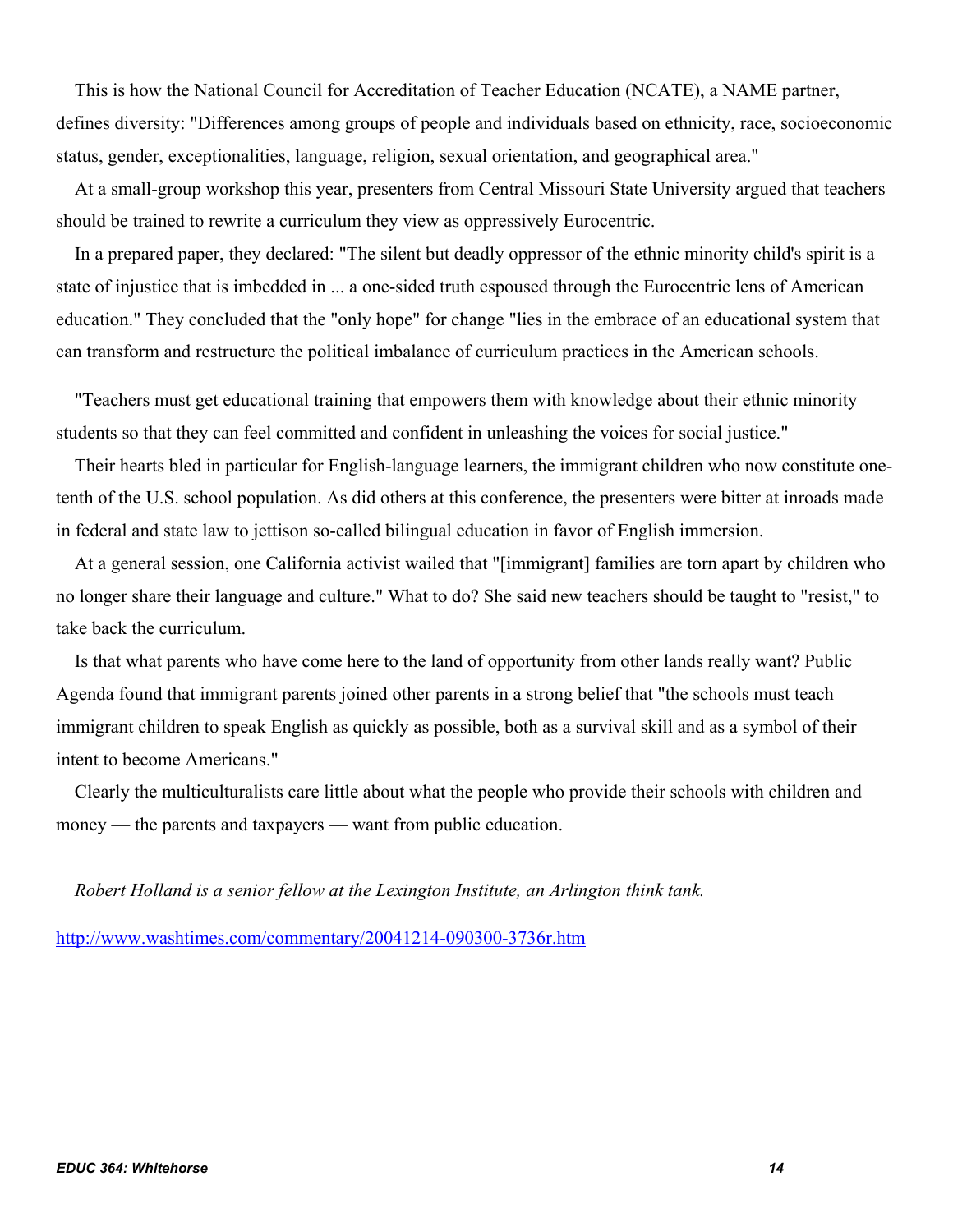This is how the National Council for Accreditation of Teacher Education (NCATE), a NAME partner, defines diversity: "Differences among groups of people and individuals based on ethnicity, race, socioeconomic status, gender, exceptionalities, language, religion, sexual orientation, and geographical area."

At a small-group workshop this year, presenters from Central Missouri State University argued that teachers should be trained to rewrite a curriculum they view as oppressively Eurocentric.

In a prepared paper, they declared: "The silent but deadly oppressor of the ethnic minority child's spirit is a state of injustice that is imbedded in ... a one-sided truth espoused through the Eurocentric lens of American education." They concluded that the "only hope" for change "lies in the embrace of an educational system that can transform and restructure the political imbalance of curriculum practices in the American schools.

"Teachers must get educational training that empowers them with knowledge about their ethnic minority students so that they can feel committed and confident in unleashing the voices for social justice."

Their hearts bled in particular for English-language learners, the immigrant children who now constitute one-tenth of the U.S. school population. As did others at this conference, the presenters were bitter at inroads made in federal and state law to jettison so-called bilingual education in favor of English immersion.

At a general session, one California activist wailed that "[immigrant] families are torn apart by children who no longer share their language and culture." What to do? She said new teachers should be taught to "resist," to take back the curriculum.

Is that what parents who have come here to the land of opportunity from other lands really want? Public Agenda found that immigrant parents joined other parents in a strong belief that "the schools must teach immigrant children to speak English as quickly as possible, both as a survival skill and as a symbol of their intent to become Americans."

Clearly the multiculturalists care little about what the people who provide their schools with children and money — the parents and taxpayers — want from public education.

*Robert Holland is a senior fellow at the Lexington Institute, an Arlington think tank.*

http://www.washtimes.com/commentary/20041214-090300-3736r.htm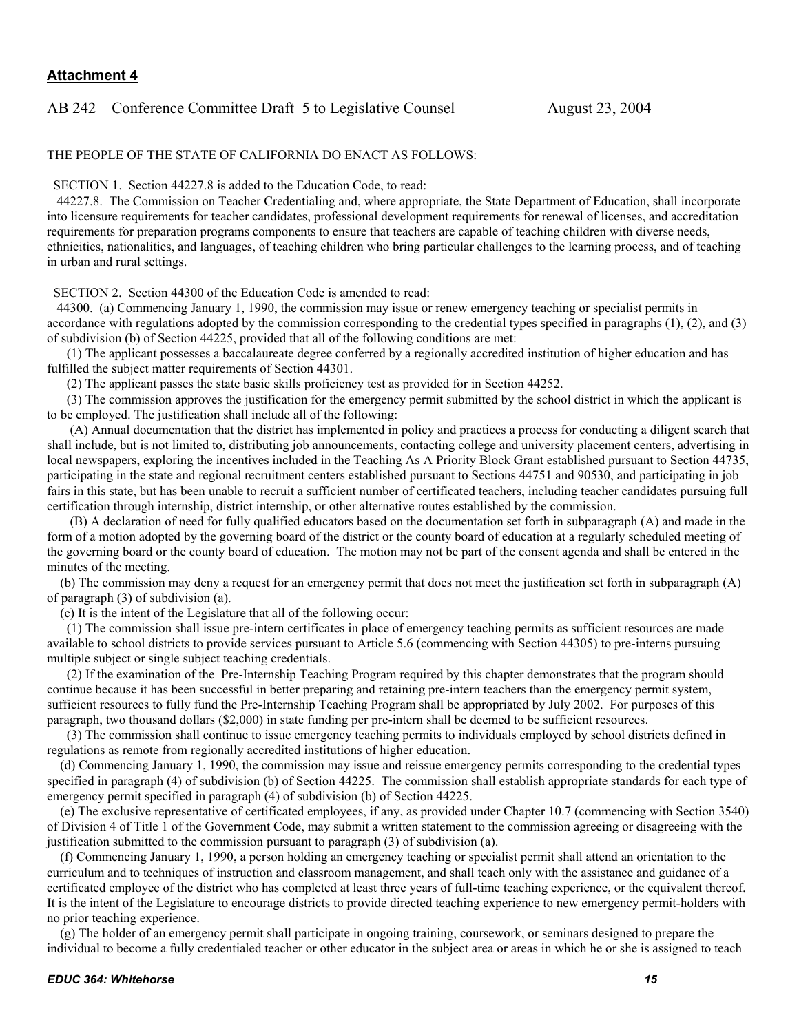**Attachment 4**

AB 242 – Conference Committee Draft 5 to Legislative Counsel August 23, 2004

THE PEOPLE OF THE STATE OF CALIFORNIA DO ENACT AS FOLLOWS:

SECTION 1. Section 44227.8 is added to the Education Code, to read:

44227.8. The Commission on Teacher Credentialing and, where appropriate, the State Department of Education, shall incorporate into licensure requirements for teacher candidates, professional development requirements for renewal of licenses, and accreditation requirements for preparation programs components to ensure that teachers are capable of teaching children with diverse needs, ethnicities, nationalities, and languages, of teaching children who bring particular challenges to the learning process, and of teaching in urban and rural settings.

SECTION 2. Section 44300 of the Education Code is amended to read:

44300. (a) Commencing January 1, 1990, the commission may issue or renew emergency teaching or specialist permits in accordance with regulations adopted by the commission corresponding to the credential types specified in paragraphs (1), (2), and (3) of subdivision (b) of Section 44225, provided that all of the following conditions are met:

(1) The applicant possesses a baccalaureate degree conferred by a regionally accredited institution of higher education and has fulfilled the subject matter requirements of Section 44301.

(2) The applicant passes the state basic skills proficiency test as provided for in Section 44252.

(3) The commission approves the justification for the emergency permit submitted by the school district in which the applicant is to be employed. The justification shall include all of the following:

(A) Annual documentation that the district has implemented in policy and practices a process for conducting a diligent search that shall include, but is not limited to, distributing job announcements, contacting college and university placement centers, advertising in local newspapers, exploring the incentives included in the Teaching As A Priority Block Grant established pursuant to Section 44735, participating in the state and regional recruitment centers established pursuant to Sections 44751 and 90530, and participating in job fairs in this state, but has been unable to recruit a sufficient number of certificated teachers, including teacher candidates pursuing full certification through internship, district internship, or other alternative routes established by the commission.

(B) A declaration of need for fully qualified educators based on the documentation set forth in subparagraph (A) and made in the form of a motion adopted by the governing board of the district or the county board of education at a regularly scheduled meeting of the governing board or the county board of education. The motion may not be part of the consent agenda and shall be entered in the minutes of the meeting.

(b) The commission may deny a request for an emergency permit that does not meet the justification set forth in subparagraph (A) of paragraph (3) of subdivision (a).

(c) It is the intent of the Legislature that all of the following occur:

(1) The commission shall issue pre-intern certificates in place of emergency teaching permits as sufficient resources are made available to school districts to provide services pursuant to Article 5.6 (commencing with Section 44305) to pre-interns pursuing multiple subject or single subject teaching credentials.

(2) If the examination of the Pre-Internship Teaching Program required by this chapter demonstrates that the program should continue because it has been successful in better preparing and retaining pre-intern teachers than the emergency permit system, sufficient resources to fully fund the Pre-Internship Teaching Program shall be appropriated by July 2002. For purposes of this paragraph, two thousand dollars ($2,000) in state funding per pre-intern shall be deemed to be sufficient resources.

(3) The commission shall continue to issue emergency teaching permits to individuals employed by school districts defined in regulations as remote from regionally accredited institutions of higher education.

(d) Commencing January 1, 1990, the commission may issue and reissue emergency permits corresponding to the credential types specified in paragraph (4) of subdivision (b) of Section 44225. The commission shall establish appropriate standards for each type of emergency permit specified in paragraph (4) of subdivision (b) of Section 44225.

(e) The exclusive representative of certificated employees, if any, as provided under Chapter 10.7 (commencing with Section 3540) of Division 4 of Title 1 of the Government Code, may submit a written statement to the commission agreeing or disagreeing with the justification submitted to the commission pursuant to paragraph (3) of subdivision (a).

(f) Commencing January 1, 1990, a person holding an emergency teaching or specialist permit shall attend an orientation to the curriculum and to techniques of instruction and classroom management, and shall teach only with the assistance and guidance of a certificated employee of the district who has completed at least three years of full-time teaching experience, or the equivalent thereof. It is the intent of the Legislature to encourage districts to provide directed teaching experience to new emergency permit-holders with no prior teaching experience.

(g) The holder of an emergency permit shall participate in ongoing training, coursework, or seminars designed to prepare the individual to become a fully credentialed teacher or other educator in the subject area or areas in which he or she is assigned to teach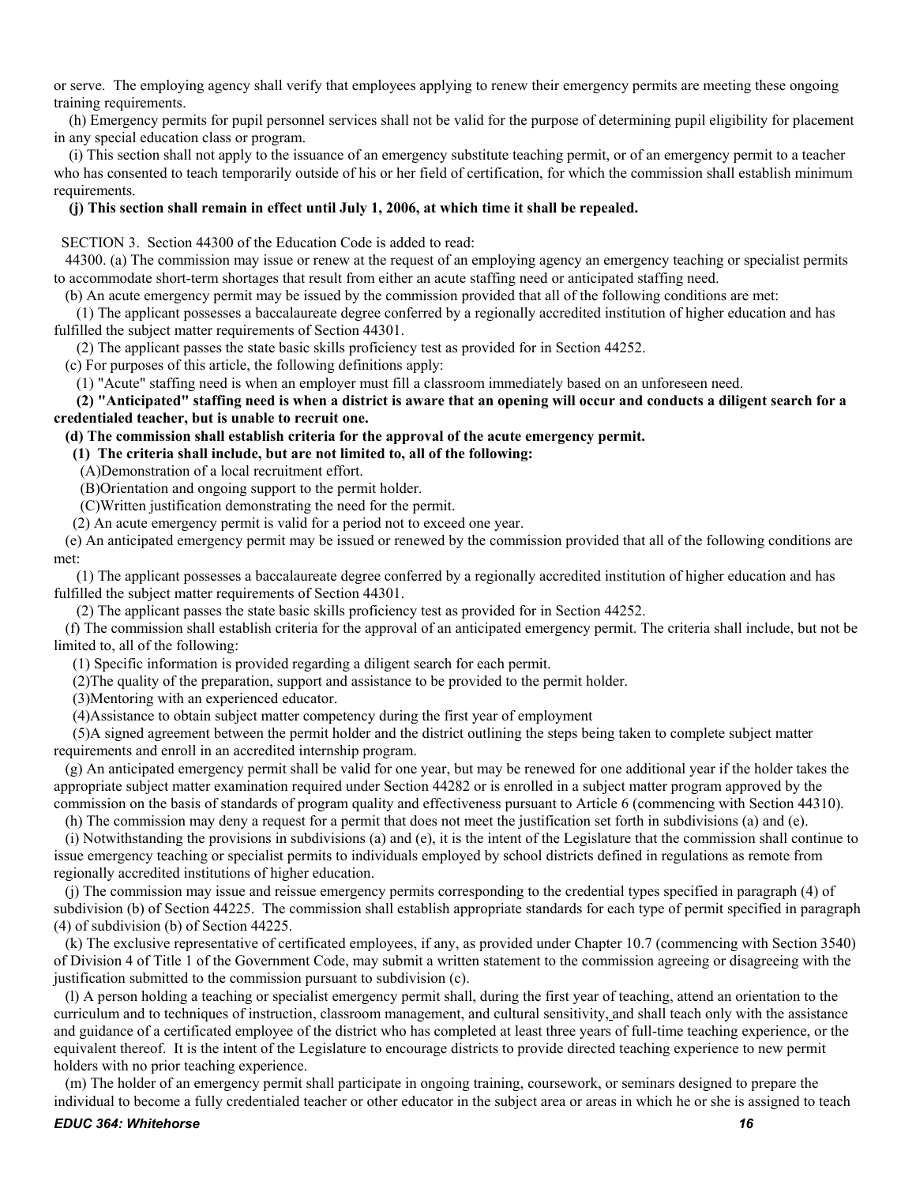or serve. The employing agency shall verify that employees applying to renew their emergency permits are meeting these ongoing training requirements.

(h) Emergency permits for pupil personnel services shall not be valid for the purpose of determining pupil eligibility for placement in any special education class or program.

(i) This section shall not apply to the issuance of an emergency substitute teaching permit, or of an emergency permit to a teacher who has consented to teach temporarily outside of his or her field of certification, for which the commission shall establish minimum requirements.

**(j) This section shall remain in effect until July 1, 2006, at which time it shall be repealed.**

SECTION 3. Section 44300 of the Education Code is added to read:

44300. (a) The commission may issue or renew at the request of an employing agency an emergency teaching or specialist permits to accommodate short-term shortages that result from either an acute staffing need or anticipated staffing need.

(b) An acute emergency permit may be issued by the commission provided that all of the following conditions are met:

(1) The applicant possesses a baccalaureate degree conferred by a regionally accredited institution of higher education and has fulfilled the subject matter requirements of Section 44301.

(2) The applicant passes the state basic skills proficiency test as provided for in Section 44252.

(c) For purposes of this article, the following definitions apply:

(1) "Acute" staffing need is when an employer must fill a classroom immediately based on an unforeseen need.

**(2) "Anticipated" staffing need is when a district is aware that an opening will occur and conducts a diligent search for a credentialed teacher, but is unable to recruit one.**

**(d) The commission shall establish criteria for the approval of the acute emergency permit.**

**(1) The criteria shall include, but are not limited to, all of the following:**

(A)Demonstration of a local recruitment effort.

(B)Orientation and ongoing support to the permit holder.

(C)Written justification demonstrating the need for the permit.

(2) An acute emergency permit is valid for a period not to exceed one year.

(e) An anticipated emergency permit may be issued or renewed by the commission provided that all of the following conditions are met:

(1) The applicant possesses a baccalaureate degree conferred by a regionally accredited institution of higher education and has fulfilled the subject matter requirements of Section 44301.

(2) The applicant passes the state basic skills proficiency test as provided for in Section 44252.

(f) The commission shall establish criteria for the approval of an anticipated emergency permit. The criteria shall include, but not be limited to, all of the following:

(1) Specific information is provided regarding a diligent search for each permit.

(2)The quality of the preparation, support and assistance to be provided to the permit holder.

(3)Mentoring with an experienced educator.

(4)Assistance to obtain subject matter competency during the first year of employment

(5)A signed agreement between the permit holder and the district outlining the steps being taken to complete subject matter requirements and enroll in an accredited internship program.

(g) An anticipated emergency permit shall be valid for one year, but may be renewed for one additional year if the holder takes the appropriate subject matter examination required under Section 44282 or is enrolled in a subject matter program approved by the commission on the basis of standards of program quality and effectiveness pursuant to Article 6 (commencing with Section 44310).

(h) The commission may deny a request for a permit that does not meet the justification set forth in subdivisions (a) and (e).

(i) Notwithstanding the provisions in subdivisions (a) and (e), it is the intent of the Legislature that the commission shall continue to issue emergency teaching or specialist permits to individuals employed by school districts defined in regulations as remote from regionally accredited institutions of higher education.

(j) The commission may issue and reissue emergency permits corresponding to the credential types specified in paragraph (4) of subdivision (b) of Section 44225. The commission shall establish appropriate standards for each type of permit specified in paragraph (4) of subdivision (b) of Section 44225.

(k) The exclusive representative of certificated employees, if any, as provided under Chapter 10.7 (commencing with Section 3540) of Division 4 of Title 1 of the Government Code, may submit a written statement to the commission agreeing or disagreeing with the justification submitted to the commission pursuant to subdivision (c).

(l) A person holding a teaching or specialist emergency permit shall, during the first year of teaching, attend an orientation to the curriculum and to techniques of instruction, classroom management, and cultural sensitivity, and shall teach only with the assistance and guidance of a certificated employee of the district who has completed at least three years of full-time teaching experience, or the equivalent thereof. It is the intent of the Legislature to encourage districts to provide directed teaching experience to new permit holders with no prior teaching experience.

(m) The holder of an emergency permit shall participate in ongoing training, coursework, or seminars designed to prepare the individual to become a fully credentialed teacher or other educator in the subject area or areas in which he or she is assigned to teach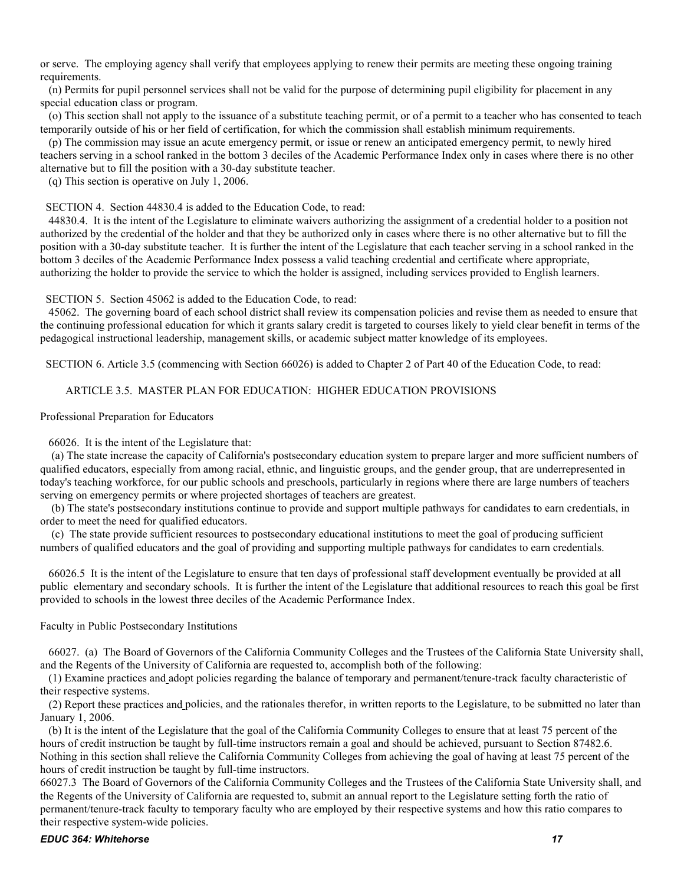or serve. The employing agency shall verify that employees applying to renew their permits are meeting these ongoing training requirements.

(n) Permits for pupil personnel services shall not be valid for the purpose of determining pupil eligibility for placement in any special education class or program.

(o) This section shall not apply to the issuance of a substitute teaching permit, or of a permit to a teacher who has consented to teach temporarily outside of his or her field of certification, for which the commission shall establish minimum requirements.

(p) The commission may issue an acute emergency permit, or issue or renew an anticipated emergency permit, to newly hired teachers serving in a school ranked in the bottom 3 deciles of the Academic Performance Index only in cases where there is no other alternative but to fill the position with a 30-day substitute teacher.

(q) This section is operative on July 1, 2006.

SECTION 4. Section 44830.4 is added to the Education Code, to read:

44830.4. It is the intent of the Legislature to eliminate waivers authorizing the assignment of a credential holder to a position not authorized by the credential of the holder and that they be authorized only in cases where there is no other alternative but to fill the position with a 30-day substitute teacher. It is further the intent of the Legislature that each teacher serving in a school ranked in the bottom 3 deciles of the Academic Performance Index possess a valid teaching credential and certificate where appropriate, authorizing the holder to provide the service to which the holder is assigned, including services provided to English learners.

SECTION 5. Section 45062 is added to the Education Code, to read:

45062. The governing board of each school district shall review its compensation policies and revise them as needed to ensure that the continuing professional education for which it grants salary credit is targeted to courses likely to yield clear benefit in terms of the pedagogical instructional leadership, management skills, or academic subject matter knowledge of its employees.

SECTION 6. Article 3.5 (commencing with Section 66026) is added to Chapter 2 of Part 40 of the Education Code, to read:

ARTICLE 3.5. MASTER PLAN FOR EDUCATION: HIGHER EDUCATION PROVISIONS

Professional Preparation for Educators

66026. It is the intent of the Legislature that:

(a) The state increase the capacity of California's postsecondary education system to prepare larger and more sufficient numbers of qualified educators, especially from among racial, ethnic, and linguistic groups, and the gender group, that are underrepresented in today's teaching workforce, for our public schools and preschools, particularly in regions where there are large numbers of teachers serving on emergency permits or where projected shortages of teachers are greatest.

(b) The state's postsecondary institutions continue to provide and support multiple pathways for candidates to earn credentials, in order to meet the need for qualified educators.

(c) The state provide sufficient resources to postsecondary educational institutions to meet the goal of producing sufficient numbers of qualified educators and the goal of providing and supporting multiple pathways for candidates to earn credentials.

66026.5 It is the intent of the Legislature to ensure that ten days of professional staff development eventually be provided at all public elementary and secondary schools. It is further the intent of the Legislature that additional resources to reach this goal be first provided to schools in the lowest three deciles of the Academic Performance Index.

Faculty in Public Postsecondary Institutions

66027. (a) The Board of Governors of the California Community Colleges and the Trustees of the California State University shall, and the Regents of the University of California are requested to, accomplish both of the following:

(1) Examine practices and adopt policies regarding the balance of temporary and permanent/tenure-track faculty characteristic of their respective systems.

(2) Report these practices and policies, and the rationales therefor, in written reports to the Legislature, to be submitted no later than January 1, 2006.

(b) It is the intent of the Legislature that the goal of the California Community Colleges to ensure that at least 75 percent of the hours of credit instruction be taught by full-time instructors remain a goal and should be achieved, pursuant to Section 87482.6. Nothing in this section shall relieve the California Community Colleges from achieving the goal of having at least 75 percent of the hours of credit instruction be taught by full-time instructors.

66027.3 The Board of Governors of the California Community Colleges and the Trustees of the California State University shall, and the Regents of the University of California are requested to, submit an annual report to the Legislature setting forth the ratio of permanent/tenure-track faculty to temporary faculty who are employed by their respective systems and how this ratio compares to their respective system-wide policies.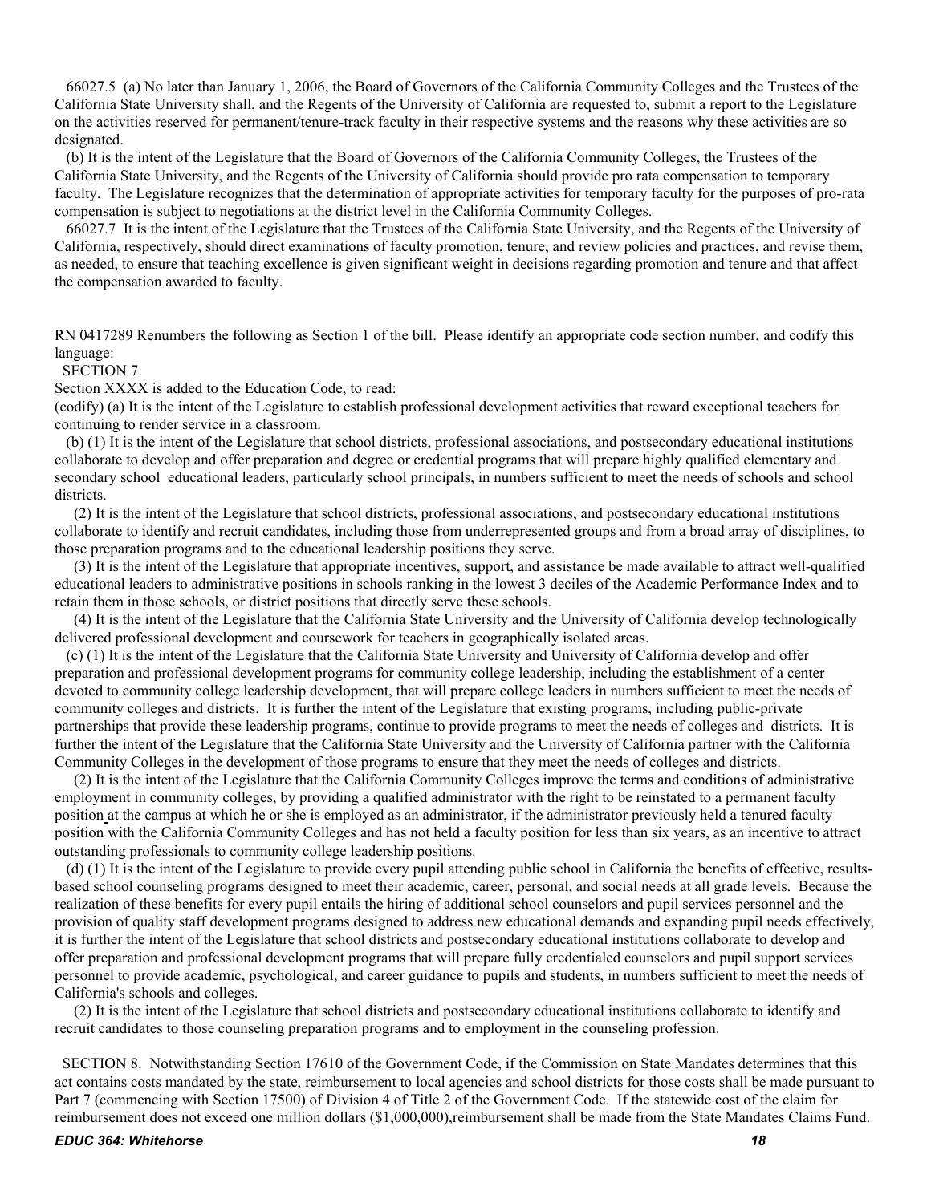66027.5 (a) No later than January 1, 2006, the Board of Governors of the California Community Colleges and the Trustees of the California State University shall, and the Regents of the University of California are requested to, submit a report to the Legislature on the activities reserved for permanent/tenure-track faculty in their respective systems and the reasons why these activities are so designated.

(b) It is the intent of the Legislature that the Board of Governors of the California Community Colleges, the Trustees of the California State University, and the Regents of the University of California should provide pro rata compensation to temporary faculty. The Legislature recognizes that the determination of appropriate activities for temporary faculty for the purposes of pro-rata compensation is subject to negotiations at the district level in the California Community Colleges.

66027.7 It is the intent of the Legislature that the Trustees of the California State University, and the Regents of the University of California, respectively, should direct examinations of faculty promotion, tenure, and review policies and practices, and revise them, as needed, to ensure that teaching excellence is given significant weight in decisions regarding promotion and tenure and that affect the compensation awarded to faculty.

RN 0417289 Renumbers the following as Section 1 of the bill. Please identify an appropriate code section number, and codify this language:

SECTION 7.

Section XXXX is added to the Education Code, to read:

(codify) (a) It is the intent of the Legislature to establish professional development activities that reward exceptional teachers for continuing to render service in a classroom.

(b) (1) It is the intent of the Legislature that school districts, professional associations, and postsecondary educational institutions collaborate to develop and offer preparation and degree or credential programs that will prepare highly qualified elementary and secondary school educational leaders, particularly school principals, in numbers sufficient to meet the needs of schools and school districts.

(2) It is the intent of the Legislature that school districts, professional associations, and postsecondary educational institutions collaborate to identify and recruit candidates, including those from underrepresented groups and from a broad array of disciplines, to those preparation programs and to the educational leadership positions they serve.

(3) It is the intent of the Legislature that appropriate incentives, support, and assistance be made available to attract well-qualified educational leaders to administrative positions in schools ranking in the lowest 3 deciles of the Academic Performance Index and to retain them in those schools, or district positions that directly serve these schools.

(4) It is the intent of the Legislature that the California State University and the University of California develop technologically delivered professional development and coursework for teachers in geographically isolated areas.

(c) (1) It is the intent of the Legislature that the California State University and University of California develop and offer preparation and professional development programs for community college leadership, including the establishment of a center devoted to community college leadership development, that will prepare college leaders in numbers sufficient to meet the needs of community colleges and districts. It is further the intent of the Legislature that existing programs, including public-private partnerships that provide these leadership programs, continue to provide programs to meet the needs of colleges and districts. It is further the intent of the Legislature that the California State University and the University of California partner with the California Community Colleges in the development of those programs to ensure that they meet the needs of colleges and districts.

(2) It is the intent of the Legislature that the California Community Colleges improve the terms and conditions of administrative employment in community colleges, by providing a qualified administrator with the right to be reinstated to a permanent faculty position at the campus at which he or she is employed as an administrator, if the administrator previously held a tenured faculty position with the California Community Colleges and has not held a faculty position for less than six years, as an incentive to attract outstanding professionals to community college leadership positions.

(d) (1) It is the intent of the Legislature to provide every pupil attending public school in California the benefits of effective, results-based school counseling programs designed to meet their academic, career, personal, and social needs at all grade levels. Because the realization of these benefits for every pupil entails the hiring of additional school counselors and pupil services personnel and the provision of quality staff development programs designed to address new educational demands and expanding pupil needs effectively, it is further the intent of the Legislature that school districts and postsecondary educational institutions collaborate to develop and offer preparation and professional development programs that will prepare fully credentialed counselors and pupil support services personnel to provide academic, psychological, and career guidance to pupils and students, in numbers sufficient to meet the needs of California's schools and colleges.

(2) It is the intent of the Legislature that school districts and postsecondary educational institutions collaborate to identify and recruit candidates to those counseling preparation programs and to employment in the counseling profession.

SECTION 8. Notwithstanding Section 17610 of the Government Code, if the Commission on State Mandates determines that this act contains costs mandated by the state, reimbursement to local agencies and school districts for those costs shall be made pursuant to Part 7 (commencing with Section 17500) of Division 4 of Title 2 of the Government Code. If the statewide cost of the claim for reimbursement does not exceed one million dollars ($1,000,000),reimbursement shall be made from the State Mandates Claims Fund.